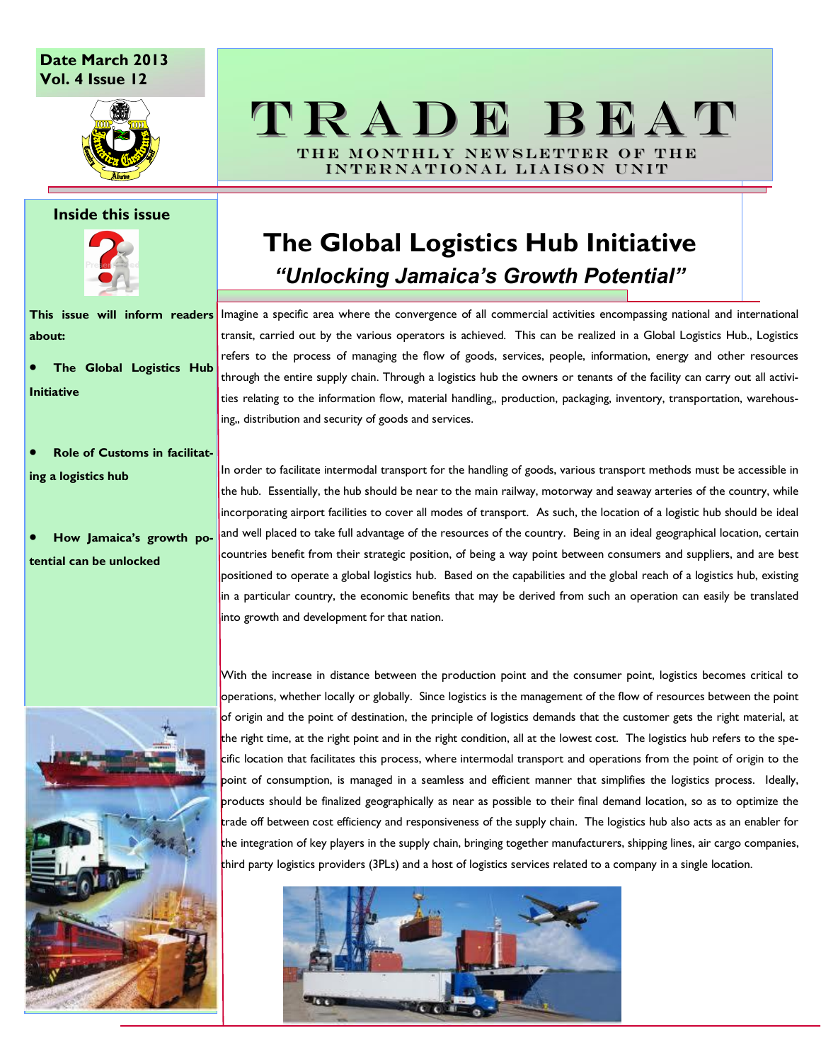Date March 2013
Vol. 4 Issue 12

# TRADE BEAT

THE MONTHLY NEWSLETTER OF THE INTERNATIONAL LIAISON UNIT

**Inside this issue**

**This issue will inform readers about:**

- **The Global Logistics Hub Initiative**
- **Role of Customs in facilitating a logistics hub**
- **How Jamaica's growth potential can be unlocked**

## The Global Logistics Hub Initiative

### *"Unlocking Jamaica's Growth Potential"*

Imagine a specific area where the convergence of all commercial activities encompassing national and international transit, carried out by the various operators is achieved. This can be realized in a Global Logistics Hub., Logistics refers to the process of managing the flow of goods, services, people, information, energy and other resources through the entire supply chain. Through a logistics hub the owners or tenants of the facility can carry out all activities relating to the information flow, material handling,, production, packaging, inventory, transportation, warehousing,, distribution and security of goods and services.

In order to facilitate intermodal transport for the handling of goods, various transport methods must be accessible in the hub. Essentially, the hub should be near to the main railway, motorway and seaway arteries of the country, while incorporating airport facilities to cover all modes of transport. As such, the location of a logistic hub should be ideal and well placed to take full advantage of the resources of the country. Being in an ideal geographical location, certain countries benefit from their strategic position, of being a way point between consumers and suppliers, and are best positioned to operate a global logistics hub. Based on the capabilities and the global reach of a logistics hub, existing in a particular country, the economic benefits that may be derived from such an operation can easily be translated into growth and development for that nation.

With the increase in distance between the production point and the consumer point, logistics becomes critical to operations, whether locally or globally. Since logistics is the management of the flow of resources between the point of origin and the point of destination, the principle of logistics demands that the customer gets the right material, at the right time, at the right point and in the right condition, all at the lowest cost. The logistics hub refers to the specific location that facilitates this process, where intermodal transport and operations from the point of origin to the point of consumption, is managed in a seamless and efficient manner that simplifies the logistics process. Ideally, products should be finalized geographically as near as possible to their final demand location, so as to optimize the trade off between cost efficiency and responsiveness of the supply chain. The logistics hub also acts as an enabler for the integration of key players in the supply chain, bringing together manufacturers, shipping lines, air cargo companies, third party logistics providers (3PLs) and a host of logistics services related to a company in a single location.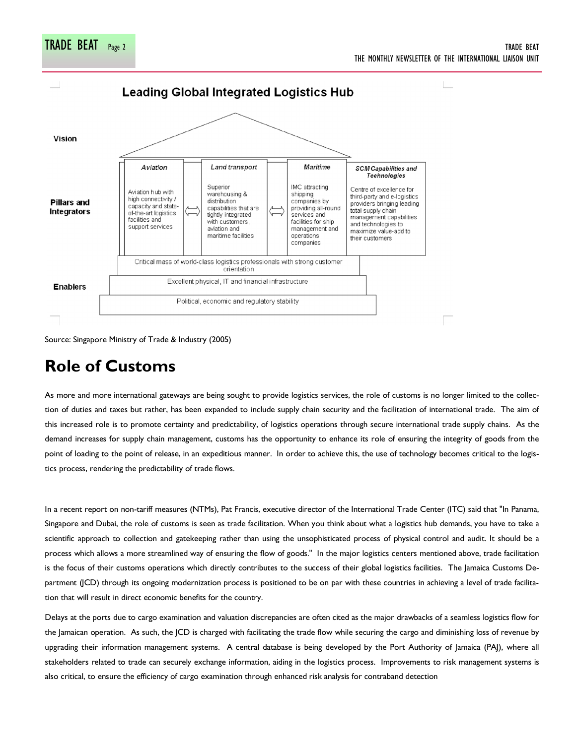## Leading Global Integrated Logistics Hub

| | | | | |
|---|---|---|---|---|
| **Vision** | | | | |
| **Pillars and Integrators** | *Aviation* | *Land transport* | *Maritime* | *SCM Capabilities and Technologies* |
| | Aviation hub with high connectivity / capacity and state-of-the-art logistics facilities and support services | Superior warehousing & distribution capabilities that are tightly integrated with customers, aviation and maritime facilities | IMC attracting shipping companies by providing all-round services and facilities for ship management and operations companies | Centre of excellence for third-party and e-logistics providers bringing leading total supply chain management capabilities and technologies to maximize value-add to their customers |
| **Enablers** | Critical mass of world-class logistics professionals with strong customer orientation | | | |
| | Excellent physical, IT and financial infrastructure | | | |
| | Political, economic and regulatory stability | | | |

Source: Singapore Ministry of Trade & Industry (2005)

# Role of Customs

As more and more international gateways are being sought to provide logistics services, the role of customs is no longer limited to the collection of duties and taxes but rather, has been expanded to include supply chain security and the facilitation of international trade. The aim of this increased role is to promote certainty and predictability, of logistics operations through secure international trade supply chains. As the demand increases for supply chain management, customs has the opportunity to enhance its role of ensuring the integrity of goods from the point of loading to the point of release, in an expeditious manner. In order to achieve this, the use of technology becomes critical to the logistics process, rendering the predictability of trade flows.

In a recent report on non-tariff measures (NTMs), Pat Francis, executive director of the International Trade Center (ITC) said that "In Panama, Singapore and Dubai, the role of customs is seen as trade facilitation. When you think about what a logistics hub demands, you have to take a scientific approach to collection and gatekeeping rather than using the unsophisticated process of physical control and audit. It should be a process which allows a more streamlined way of ensuring the flow of goods." In the major logistics centers mentioned above, trade facilitation is the focus of their customs operations which directly contributes to the success of their global logistics facilities. The Jamaica Customs Department (JCD) through its ongoing modernization process is positioned to be on par with these countries in achieving a level of trade facilitation that will result in direct economic benefits for the country.

Delays at the ports due to cargo examination and valuation discrepancies are often cited as the major drawbacks of a seamless logistics flow for the Jamaican operation. As such, the JCD is charged with facilitating the trade flow while securing the cargo and diminishing loss of revenue by upgrading their information management systems. A central database is being developed by the Port Authority of Jamaica (PAJ), where all stakeholders related to trade can securely exchange information, aiding in the logistics process. Improvements to risk management systems is also critical, to ensure the efficiency of cargo examination through enhanced risk analysis for contraband detection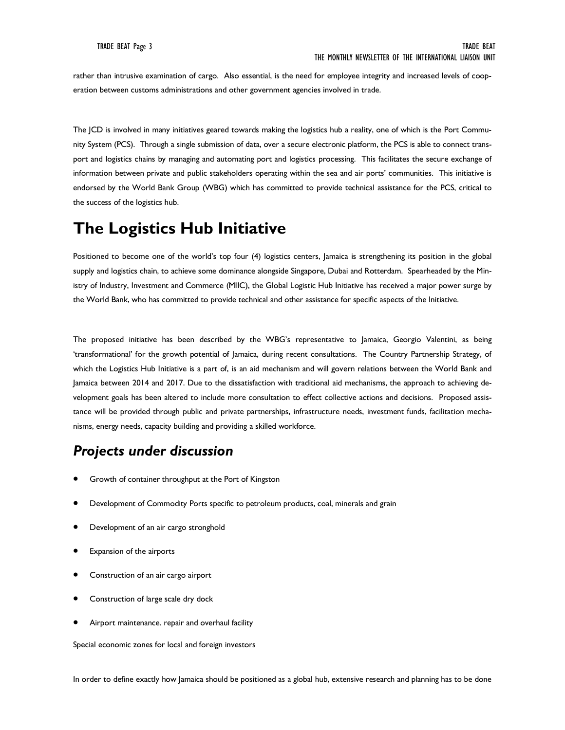rather than intrusive examination of cargo. Also essential, is the need for employee integrity and increased levels of cooperation between customs administrations and other government agencies involved in trade.

The JCD is involved in many initiatives geared towards making the logistics hub a reality, one of which is the Port Community System (PCS). Through a single submission of data, over a secure electronic platform, the PCS is able to connect transport and logistics chains by managing and automating port and logistics processing. This facilitates the secure exchange of information between private and public stakeholders operating within the sea and air ports' communities. This initiative is endorsed by the World Bank Group (WBG) which has committed to provide technical assistance for the PCS, critical to the success of the logistics hub.

# The Logistics Hub Initiative

Positioned to become one of the world's top four (4) logistics centers, Jamaica is strengthening its position in the global supply and logistics chain, to achieve some dominance alongside Singapore, Dubai and Rotterdam. Spearheaded by the Ministry of Industry, Investment and Commerce (MIIC), the Global Logistic Hub Initiative has received a major power surge by the World Bank, who has committed to provide technical and other assistance for specific aspects of the Initiative.

The proposed initiative has been described by the WBG's representative to Jamaica, Georgio Valentini, as being 'transformational' for the growth potential of Jamaica, during recent consultations. The Country Partnership Strategy, of which the Logistics Hub Initiative is a part of, is an aid mechanism and will govern relations between the World Bank and Jamaica between 2014 and 2017. Due to the dissatisfaction with traditional aid mechanisms, the approach to achieving development goals has been altered to include more consultation to effect collective actions and decisions. Proposed assistance will be provided through public and private partnerships, infrastructure needs, investment funds, facilitation mechanisms, energy needs, capacity building and providing a skilled workforce.

## *Projects under discussion*

- Growth of container throughput at the Port of Kingston
- Development of Commodity Ports specific to petroleum products, coal, minerals and grain
- Development of an air cargo stronghold
- Expansion of the airports
- Construction of an air cargo airport
- Construction of large scale dry dock
- Airport maintenance. repair and overhaul facility

Special economic zones for local and foreign investors

In order to define exactly how Jamaica should be positioned as a global hub, extensive research and planning has to be done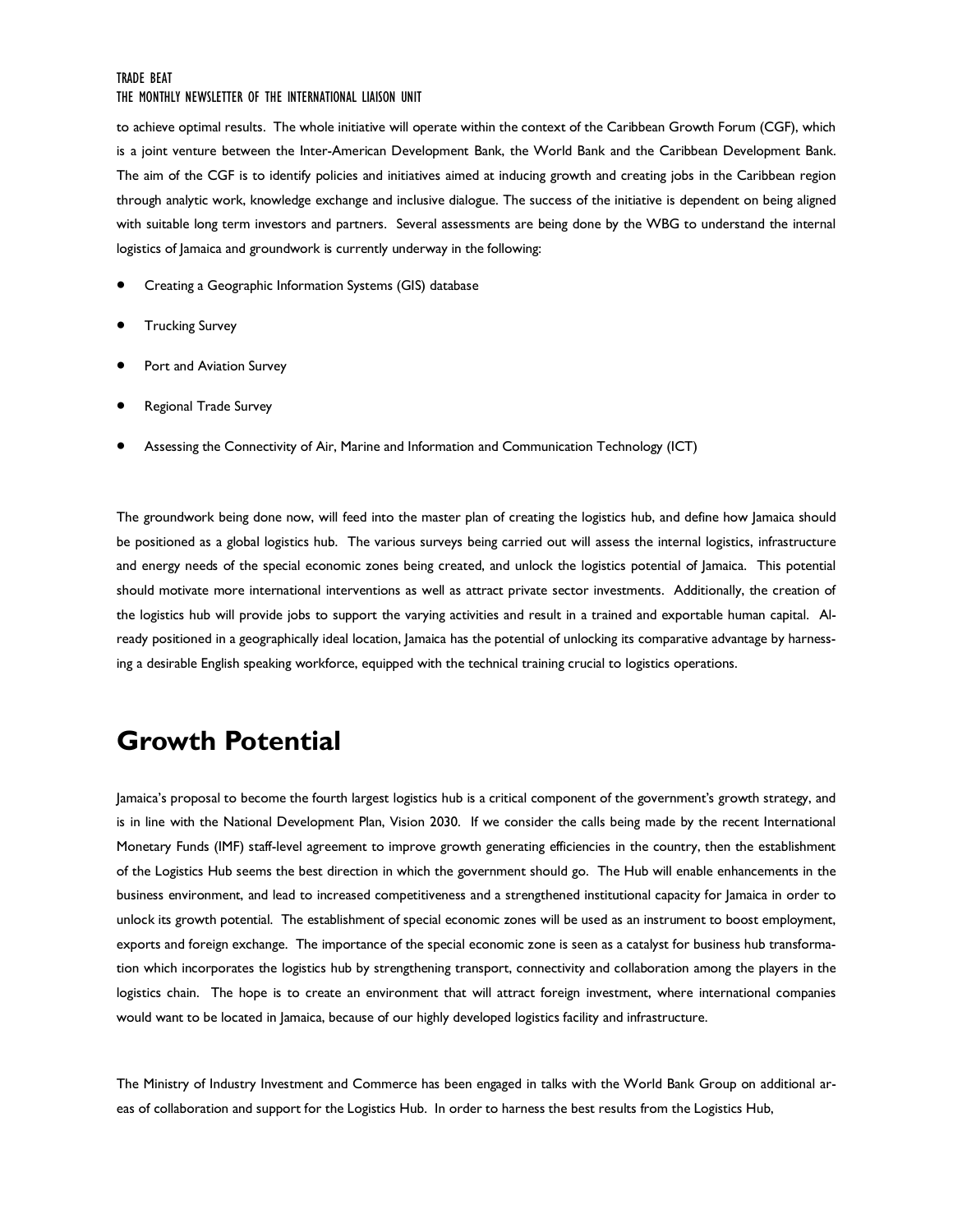to achieve optimal results. The whole initiative will operate within the context of the Caribbean Growth Forum (CGF), which is a joint venture between the Inter-American Development Bank, the World Bank and the Caribbean Development Bank. The aim of the CGF is to identify policies and initiatives aimed at inducing growth and creating jobs in the Caribbean region through analytic work, knowledge exchange and inclusive dialogue. The success of the initiative is dependent on being aligned with suitable long term investors and partners. Several assessments are being done by the WBG to understand the internal logistics of Jamaica and groundwork is currently underway in the following:

- Creating a Geographic Information Systems (GIS) database
- Trucking Survey
- Port and Aviation Survey
- Regional Trade Survey
- Assessing the Connectivity of Air, Marine and Information and Communication Technology (ICT)

The groundwork being done now, will feed into the master plan of creating the logistics hub, and define how Jamaica should be positioned as a global logistics hub. The various surveys being carried out will assess the internal logistics, infrastructure and energy needs of the special economic zones being created, and unlock the logistics potential of Jamaica. This potential should motivate more international interventions as well as attract private sector investments. Additionally, the creation of the logistics hub will provide jobs to support the varying activities and result in a trained and exportable human capital. Already positioned in a geographically ideal location, Jamaica has the potential of unlocking its comparative advantage by harnessing a desirable English speaking workforce, equipped with the technical training crucial to logistics operations.

# Growth Potential

Jamaica's proposal to become the fourth largest logistics hub is a critical component of the government's growth strategy, and is in line with the National Development Plan, Vision 2030. If we consider the calls being made by the recent International Monetary Funds (IMF) staff-level agreement to improve growth generating efficiencies in the country, then the establishment of the Logistics Hub seems the best direction in which the government should go. The Hub will enable enhancements in the business environment, and lead to increased competitiveness and a strengthened institutional capacity for Jamaica in order to unlock its growth potential. The establishment of special economic zones will be used as an instrument to boost employment, exports and foreign exchange. The importance of the special economic zone is seen as a catalyst for business hub transformation which incorporates the logistics hub by strengthening transport, connectivity and collaboration among the players in the logistics chain. The hope is to create an environment that will attract foreign investment, where international companies would want to be located in Jamaica, because of our highly developed logistics facility and infrastructure.

The Ministry of Industry Investment and Commerce has been engaged in talks with the World Bank Group on additional areas of collaboration and support for the Logistics Hub. In order to harness the best results from the Logistics Hub,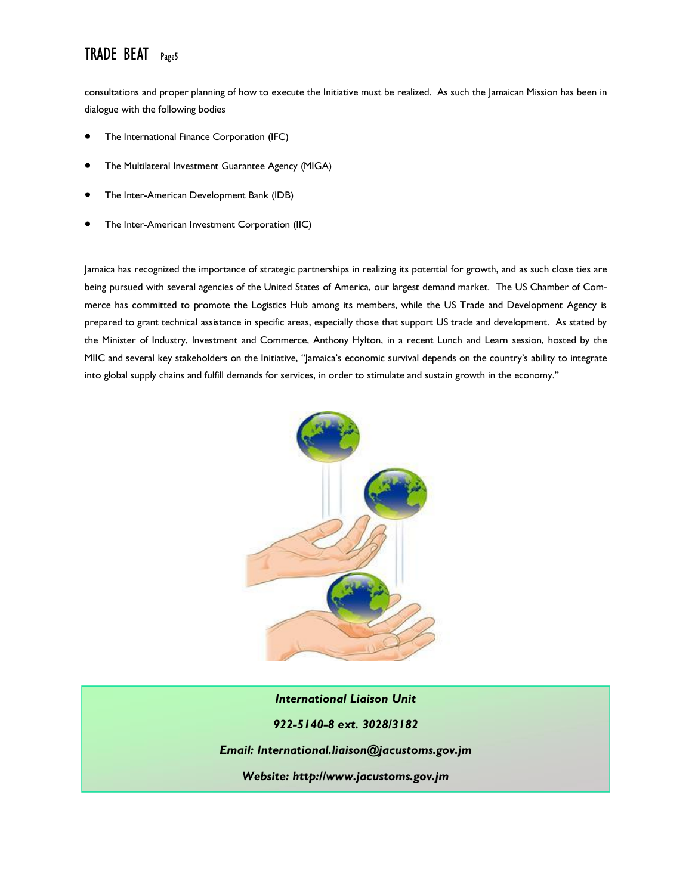consultations and proper planning of how to execute the Initiative must be realized. As such the Jamaican Mission has been in dialogue with the following bodies

- The International Finance Corporation (IFC)
- The Multilateral Investment Guarantee Agency (MIGA)
- The Inter-American Development Bank (IDB)
- The Inter-American Investment Corporation (IIC)

Jamaica has recognized the importance of strategic partnerships in realizing its potential for growth, and as such close ties are being pursued with several agencies of the United States of America, our largest demand market. The US Chamber of Commerce has committed to promote the Logistics Hub among its members, while the US Trade and Development Agency is prepared to grant technical assistance in specific areas, especially those that support US trade and development. As stated by the Minister of Industry, Investment and Commerce, Anthony Hylton, in a recent Lunch and Learn session, hosted by the MIIC and several key stakeholders on the Initiative, "Jamaica's economic survival depends on the country's ability to integrate into global supply chains and fulfill demands for services, in order to stimulate and sustain growth in the economy."

***International Liaison Unit***

***922-5140-8 ext. 3028/3182***

***Email: International.liaison@jacustoms.gov.jm***

***Website: http://www.jacustoms.gov.jm***